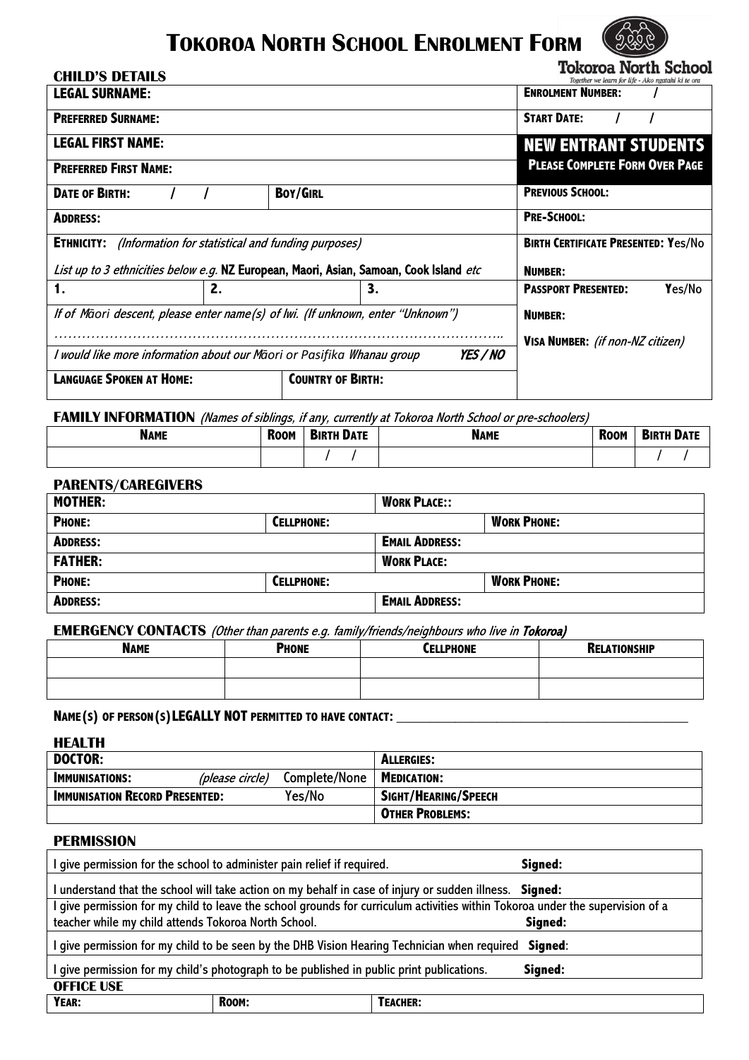# TOKOROA NORTH SCHOOL ENROLMENT FORM

Tokoroa North School
*Together we learn for life - Ako ngatahi ki te ora*

## CHILD'S DETAILS

| | | | |
|---|---|---|---|
| **LEGAL SURNAME:** | | | **ENROLMENT NUMBER:** / |
| **PREFERRED SURNAME:** | | | **START DATE:** / / |
| **LEGAL FIRST NAME:** | | | **NEW ENTRANT STUDENTS** |
| **PREFERRED FIRST NAME:** | | | **PLEASE COMPLETE FORM OVER PAGE** |
| **DATE OF BIRTH:** / / | **BOY/GIRL** | | **PREVIOUS SCHOOL:** |
| **ADDRESS:** | | | **PRE-SCHOOL:** |
| **ETHNICITY:** *(Information for statistical and funding purposes)* | | | **BIRTH CERTIFICATE PRESENTED:** Yes/No |
| *List up to 3 ethnicities below e.g.* **NZ European, Maori, Asian, Samoan, Cook Island** *etc* | | | **NUMBER:** |
| **1.** | **2.** | **3.** | **PASSPORT PRESENTED:** Yes/No |
| *If of Māori descent, please enter name(s) of Iwi. (If unknown, enter "Unknown")* | | | **NUMBER:** |
| ………………………………………………………………………………… | | | **VISA NUMBER:** *(if non-NZ citizen)* |
| *I would like more information about our Māori or Pasifika Whanau group* ***YES / NO*** | | | |
| **LANGUAGE SPOKEN AT HOME:** | **COUNTRY OF BIRTH:** | | |

## FAMILY INFORMATION *(Names of siblings, if any, currently at Tokoroa North School or pre-schoolers)*

| **NAME** | **ROOM** | **BIRTH DATE** | **NAME** | **ROOM** | **BIRTH DATE** |
|---|---|---|---|---|---|
| | | / / | | | / / |

## PARENTS/CAREGIVERS

| | | |
|---|---|---|
| **MOTHER:** | | **WORK PLACE::** |
| **PHONE:** | **CELLPHONE:** | **WORK PHONE:** |
| **ADDRESS:** | | **EMAIL ADDRESS:** |
| **FATHER:** | | **WORK PLACE:** |
| **PHONE:** | **CELLPHONE:** | **WORK PHONE:** |
| **ADDRESS:** | | **EMAIL ADDRESS:** |

## EMERGENCY CONTACTS *(Other than parents e.g. family/friends/neighbours who live in* ***Tokoroa)***

| **NAME** | **PHONE** | **CELLPHONE** | **RELATIONSHIP** |
|---|---|---|---|
| | | | |
| | | | |

**NAME(S) OF PERSON(S) LEGALLY NOT PERMITTED TO HAVE CONTACT:** ______________________________

## HEALTH

| | |
|---|---|
| **DOCTOR:** | **ALLERGIES:** |
| **IMMUNISATIONS:** *(please circle)* Complete/None | **MEDICATION:** |
| **IMMUNISATION RECORD PRESENTED:** Yes/No | **SIGHT/HEARING/SPEECH** |
| | **OTHER PROBLEMS:** |

## PERMISSION

| | |
|---|---|
| I give permission for the school to administer pain relief if required. | **Signed:** |
| I understand that the school will take action on my behalf in case of injury or sudden illness. | **Signed:** |
| I give permission for my child to leave the school grounds for curriculum activities within Tokoroa under the supervision of a teacher while my child attends Tokoroa North School. | **Signed:** |
| I give permission for my child to be seen by the DHB Vision Hearing Technician when required | **Signed:** |
| I give permission for my child's photograph to be published in public print publications. | **Signed:** |

## OFFICE USE

| **YEAR:** | **ROOM:** | **TEACHER:** |
|---|---|---|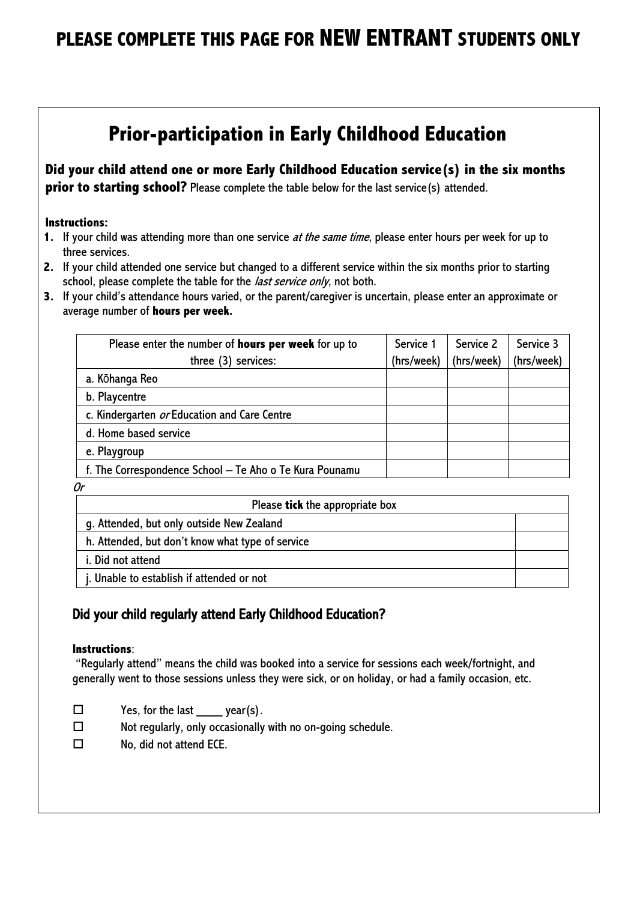# PLEASE COMPLETE THIS PAGE FOR **NEW ENTRANT** STUDENTS ONLY

## Prior-participation in Early Childhood Education

**Did your child attend one or more Early Childhood Education service(s) in the six months prior to starting school?** Please complete the table below for the last service(s) attended.

**Instructions:**

1. If your child was attending more than one service *at the same time*, please enter hours per week for up to three services.
2. If your child attended one service but changed to a different service within the six months prior to starting school, please complete the table for the *last service only*, not both.
3. If your child's attendance hours varied, or the parent/caregiver is uncertain, please enter an approximate or average number of **hours per week.**

| Please enter the number of **hours per week** for up to three (3) services: | Service 1 (hrs/week) | Service 2 (hrs/week) | Service 3 (hrs/week) |
|---|---|---|---|
| a. Kōhanga Reo | | | |
| b. Playcentre | | | |
| c. Kindergarten *or* Education and Care Centre | | | |
| d. Home based service | | | |
| e. Playgroup | | | |
| f. The Correspondence School – Te Aho o Te Kura Pounamu | | | |

*Or*

| Please **tick** the appropriate box | |
|---|---|
| g. Attended, but only outside New Zealand | |
| h. Attended, but don't know what type of service | |
| i. Did not attend | |
| j. Unable to establish if attended or not | |

### Did your child regularly attend Early Childhood Education?

**Instructions**:

"Regularly attend" means the child was booked into a service for sessions each week/fortnight, and generally went to those sessions unless they were sick, or on holiday, or had a family occasion, etc.

- ☐ Yes, for the last _____ year(s).
- ☐ Not regularly, only occasionally with no on-going schedule.
- ☐ No, did not attend ECE.